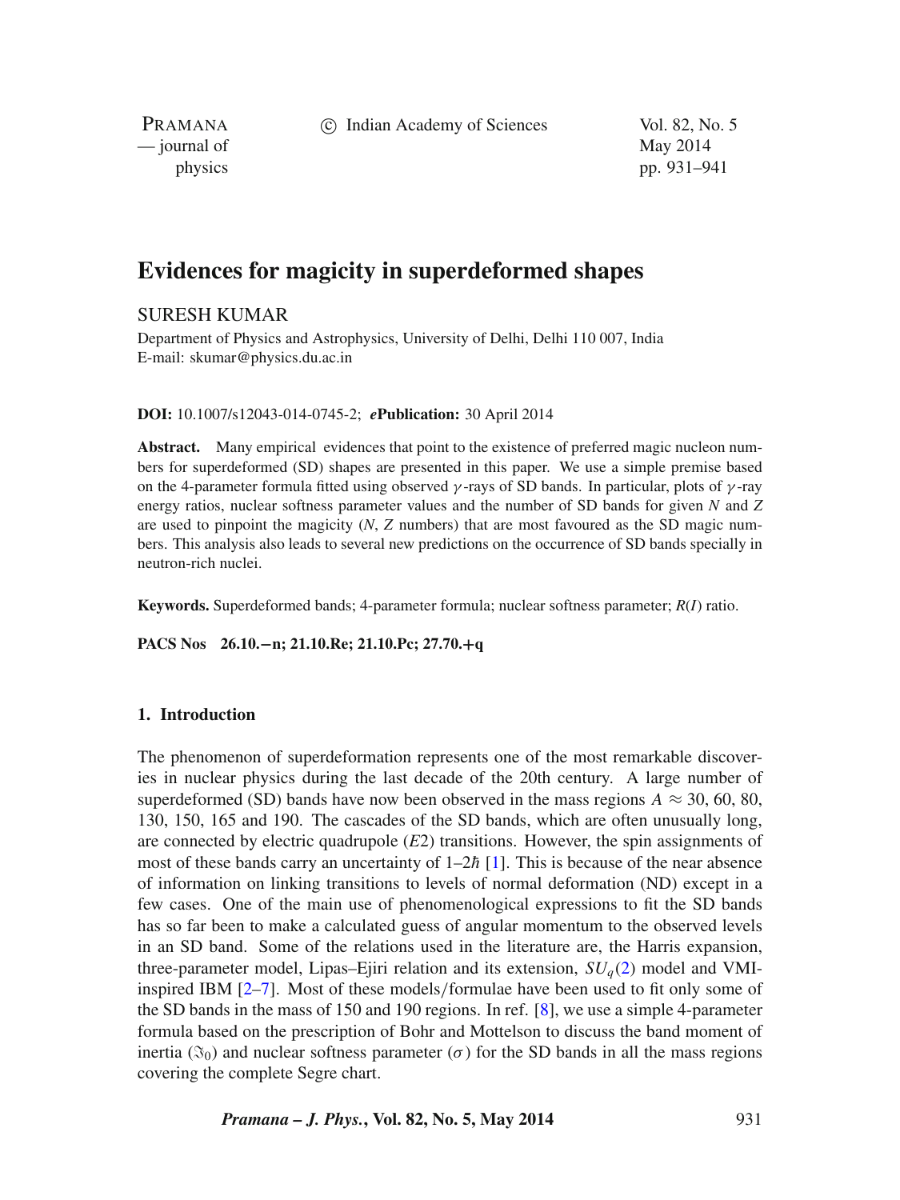# Evidences for magicity in superdeformed shapes

SURESH KUMAR

Department of Physics and Astrophysics, University of Delhi, Delhi 110 007, India
E-mail: skumar@physics.du.ac.in

**DOI:** 10.1007/s12043-014-0745-2; ***e*Publication:** 30 April 2014

**Abstract.** Many empirical evidences that point to the existence of preferred magic nucleon numbers for superdeformed (SD) shapes are presented in this paper. We use a simple premise based on the 4-parameter formula fitted using observed $\gamma$-rays of SD bands. In particular, plots of $\gamma$-ray energy ratios, nuclear softness parameter values and the number of SD bands for given $N$ and $Z$ are used to pinpoint the magicity ($N$, $Z$ numbers) that are most favoured as the SD magic numbers. This analysis also leads to several new predictions on the occurrence of SD bands specially in neutron-rich nuclei.

**Keywords.** Superdeformed bands; 4-parameter formula; nuclear softness parameter; $R(I)$ ratio.

**PACS Nos** **26.10.−n; 21.10.Re; 21.10.Pc; 27.70.+q**

## 1. Introduction

The phenomenon of superdeformation represents one of the most remarkable discoveries in nuclear physics during the last decade of the 20th century. A large number of superdeformed (SD) bands have now been observed in the mass regions $A \approx 30$, 60, 80, 130, 150, 165 and 190. The cascades of the SD bands, which are often unusually long, are connected by electric quadrupole ($E2$) transitions. However, the spin assignments of most of these bands carry an uncertainty of $1$–$2\hbar$ [1]. This is because of the near absence of information on linking transitions to levels of normal deformation (ND) except in a few cases. One of the main use of phenomenological expressions to fit the SD bands has so far been to make a calculated guess of angular momentum to the observed levels in an SD band. Some of the relations used in the literature are, the Harris expansion, three-parameter model, Lipas–Ejiri relation and its extension, $SU_q(2)$ model and VMI-inspired IBM [2–7]. Most of these models/formulae have been used to fit only some of the SD bands in the mass of 150 and 190 regions. In ref. [8], we use a simple 4-parameter formula based on the prescription of Bohr and Mottelson to discuss the band moment of inertia ($\Im_0$) and nuclear softness parameter ($\sigma$) for the SD bands in all the mass regions covering the complete Segre chart.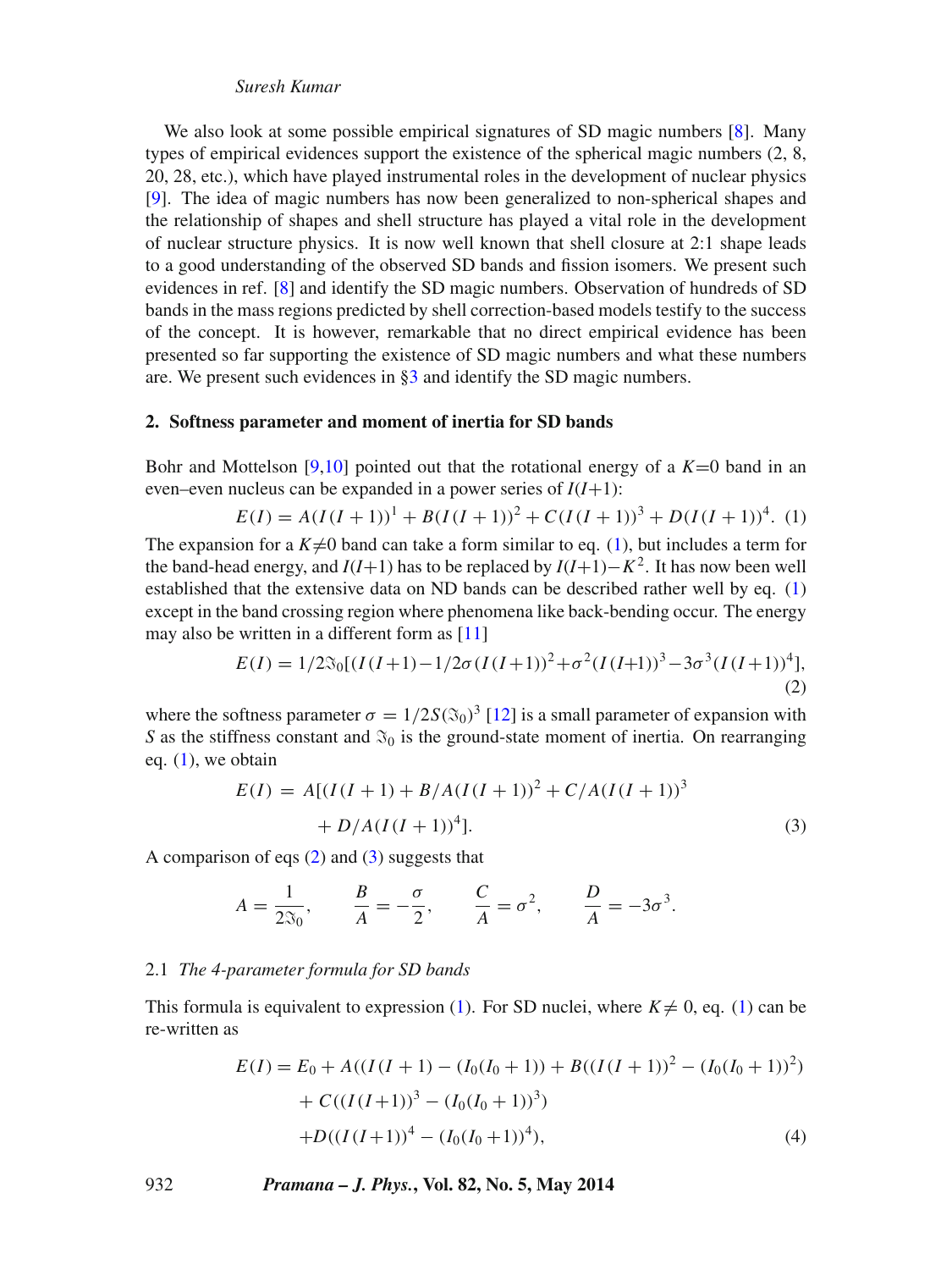We also look at some possible empirical signatures of SD magic numbers [8]. Many types of empirical evidences support the existence of the spherical magic numbers (2, 8, 20, 28, etc.), which have played instrumental roles in the development of nuclear physics [9]. The idea of magic numbers has now been generalized to non-spherical shapes and the relationship of shapes and shell structure has played a vital role in the development of nuclear structure physics. It is now well known that shell closure at 2:1 shape leads to a good understanding of the observed SD bands and fission isomers. We present such evidences in ref. [8] and identify the SD magic numbers. Observation of hundreds of SD bands in the mass regions predicted by shell correction-based models testify to the success of the concept. It is however, remarkable that no direct empirical evidence has been presented so far supporting the existence of SD magic numbers and what these numbers are. We present such evidences in §3 and identify the SD magic numbers.

## 2. Softness parameter and moment of inertia for SD bands

Bohr and Mottelson [9,10] pointed out that the rotational energy of a $K{=}0$ band in an even–even nucleus can be expanded in a power series of $I(I{+}1)$:

$$E(I) = A(I(I+1))^1 + B(I(I+1))^2 + C(I(I+1))^3 + D(I(I+1))^4. \quad (1)$$

The expansion for a $K{\neq}0$ band can take a form similar to eq. (1), but includes a term for the band-head energy, and $I(I{+}1)$ has to be replaced by $I(I{+}1){-}K^2$. It has now been well established that the extensive data on ND bands can be described rather well by eq. (1) except in the band crossing region where phenomena like back-bending occur. The energy may also be written in a different form as [11]

$$E(I) = 1/2\Im_0[(I(I{+}1){-}1/2\sigma(I(I{+}1))^2{+}\sigma^2(I(I{+}1))^3{-}3\sigma^3(I(I{+}1))^4], \quad (2)$$

where the softness parameter $\sigma = 1/2S(\Im_0)^3$ [12] is a small parameter of expansion with $S$ as the stiffness constant and $\Im_0$ is the ground-state moment of inertia. On rearranging eq. (1), we obtain

$$E(I) = A[(I(I+1) + B/A(I(I+1))^2 + C/A(I(I+1))^3 + D/A(I(I+1))^4]. \quad (3)$$

A comparison of eqs (2) and (3) suggests that

$$A = \frac{1}{2\Im_0}, \qquad \frac{B}{A} = -\frac{\sigma}{2}, \qquad \frac{C}{A} = \sigma^2, \qquad \frac{D}{A} = -3\sigma^3.$$

### 2.1 *The 4-parameter formula for SD bands*

This formula is equivalent to expression (1). For SD nuclei, where $K{\neq}\,0$, eq. (1) can be re-written as

$$\begin{aligned}E(I) = E_0 &+ A((I(I+1) - (I_0(I_0+1)) + B((I(I+1))^2 - (I_0(I_0+1))^2)\\ &+ C((I(I{+}1))^3 - (I_0(I_0+1))^3)\\ &+ D((I(I{+}1))^4 - (I_0(I_0{+}1))^4),\end{aligned} \quad (4)$$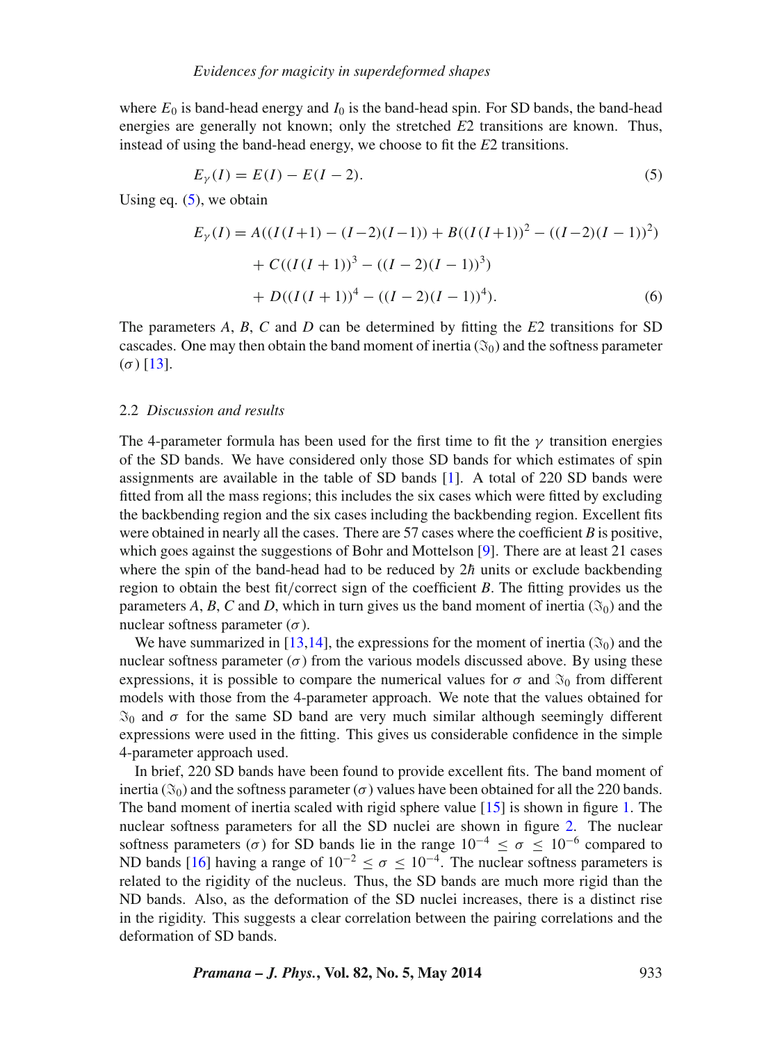where $E_0$ is band-head energy and $I_0$ is the band-head spin. For SD bands, the band-head energies are generally not known; only the stretched $E2$ transitions are known. Thus, instead of using the band-head energy, we choose to fit the $E2$ transitions.

$$E_\gamma(I) = E(I) - E(I-2). \tag{5}$$

Using eq. (5), we obtain

$$\begin{aligned} E_\gamma(I) &= A((I(I+1) - (I-2)(I-1)) + B((I(I+1))^2 - ((I-2)(I-1))^2) \\ &\quad + C((I(I+1))^3 - ((I-2)(I-1))^3) \\ &\quad + D((I(I+1))^4 - ((I-2)(I-1))^4). \end{aligned} \tag{6}$$

The parameters $A$, $B$, $C$ and $D$ can be determined by fitting the $E2$ transitions for SD cascades. One may then obtain the band moment of inertia ($\Im_0$) and the softness parameter ($\sigma$) [13].

### 2.2 *Discussion and results*

The 4-parameter formula has been used for the first time to fit the $\gamma$ transition energies of the SD bands. We have considered only those SD bands for which estimates of spin assignments are available in the table of SD bands [1]. A total of 220 SD bands were fitted from all the mass regions; this includes the six cases which were fitted by excluding the backbending region and the six cases including the backbending region. Excellent fits were obtained in nearly all the cases. There are 57 cases where the coefficient $B$ is positive, which goes against the suggestions of Bohr and Mottelson [9]. There are at least 21 cases where the spin of the band-head had to be reduced by $2\hbar$ units or exclude backbending region to obtain the best fit/correct sign of the coefficient $B$. The fitting provides us the parameters $A$, $B$, $C$ and $D$, which in turn gives us the band moment of inertia ($\Im_0$) and the nuclear softness parameter ($\sigma$).

We have summarized in [13,14], the expressions for the moment of inertia ($\Im_0$) and the nuclear softness parameter ($\sigma$) from the various models discussed above. By using these expressions, it is possible to compare the numerical values for $\sigma$ and $\Im_0$ from different models with those from the 4-parameter approach. We note that the values obtained for $\Im_0$ and $\sigma$ for the same SD band are very much similar although seemingly different expressions were used in the fitting. This gives us considerable confidence in the simple 4-parameter approach used.

In brief, 220 SD bands have been found to provide excellent fits. The band moment of inertia ($\Im_0$) and the softness parameter ($\sigma$) values have been obtained for all the 220 bands. The band moment of inertia scaled with rigid sphere value [15] is shown in figure 1. The nuclear softness parameters for all the SD nuclei are shown in figure 2. The nuclear softness parameters ($\sigma$) for SD bands lie in the range $10^{-4} \leq \sigma \leq 10^{-6}$ compared to ND bands [16] having a range of $10^{-2} \leq \sigma \leq 10^{-4}$. The nuclear softness parameters is related to the rigidity of the nucleus. Thus, the SD bands are much more rigid than the ND bands. Also, as the deformation of the SD nuclei increases, there is a distinct rise in the rigidity. This suggests a clear correlation between the pairing correlations and the deformation of SD bands.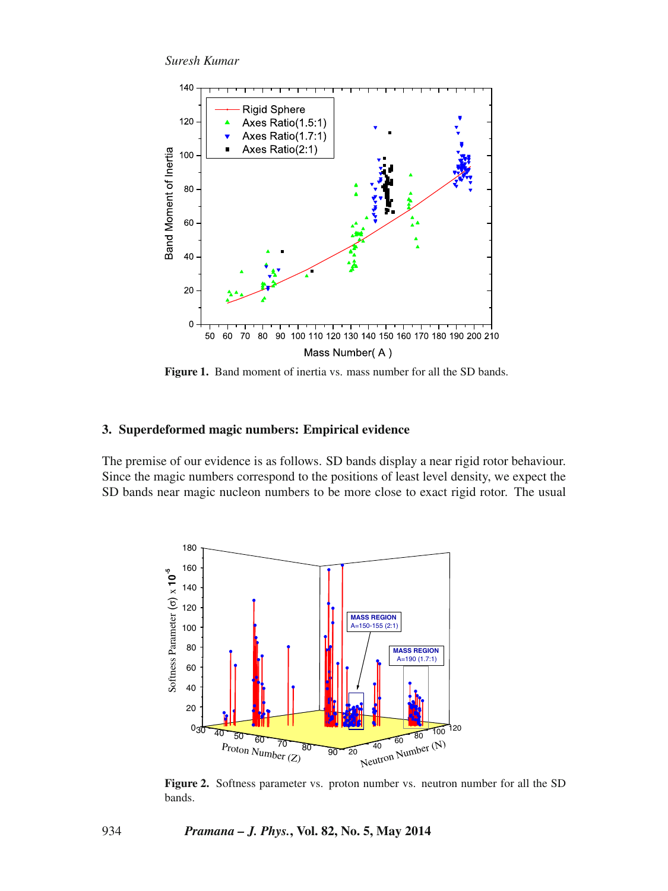Figure 1. Band moment of inertia vs. mass number for all the SD bands.

## 3. Superdeformed magic numbers: Empirical evidence

The premise of our evidence is as follows. SD bands display a near rigid rotor behaviour. Since the magic numbers correspond to the positions of least level density, we expect the SD bands near magic nucleon numbers to be more close to exact rigid rotor. The usual

Figure 2. Softness parameter vs. proton number vs. neutron number for all the SD bands.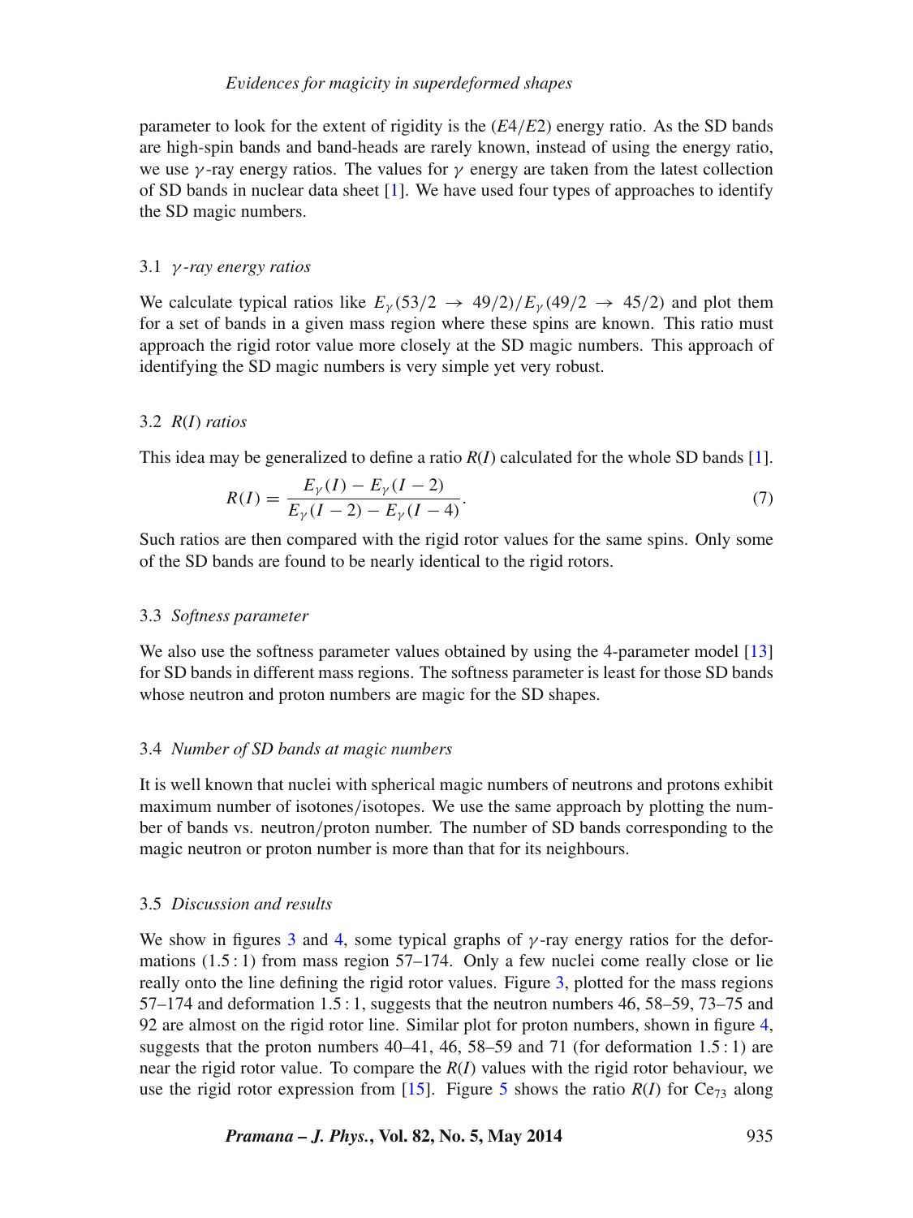parameter to look for the extent of rigidity is the ($E4/E2$) energy ratio. As the SD bands are high-spin bands and band-heads are rarely known, instead of using the energy ratio, we use $\gamma$-ray energy ratios. The values for $\gamma$ energy are taken from the latest collection of SD bands in nuclear data sheet [1]. We have used four types of approaches to identify the SD magic numbers.

### 3.1 *$\gamma$-ray energy ratios*

We calculate typical ratios like $E_\gamma(53/2 \rightarrow 49/2)/E_\gamma(49/2 \rightarrow 45/2)$ and plot them for a set of bands in a given mass region where these spins are known. This ratio must approach the rigid rotor value more closely at the SD magic numbers. This approach of identifying the SD magic numbers is very simple yet very robust.

### 3.2 *$R(I)$ ratios*

This idea may be generalized to define a ratio $R(I)$ calculated for the whole SD bands [1].

$$R(I) = \frac{E_\gamma(I) - E_\gamma(I-2)}{E_\gamma(I-2) - E_\gamma(I-4)}. \tag{7}$$

Such ratios are then compared with the rigid rotor values for the same spins. Only some of the SD bands are found to be nearly identical to the rigid rotors.

### 3.3 *Softness parameter*

We also use the softness parameter values obtained by using the 4-parameter model [13] for SD bands in different mass regions. The softness parameter is least for those SD bands whose neutron and proton numbers are magic for the SD shapes.

### 3.4 *Number of SD bands at magic numbers*

It is well known that nuclei with spherical magic numbers of neutrons and protons exhibit maximum number of isotones/isotopes. We use the same approach by plotting the number of bands vs. neutron/proton number. The number of SD bands corresponding to the magic neutron or proton number is more than that for its neighbours.

### 3.5 *Discussion and results*

We show in figures 3 and 4, some typical graphs of $\gamma$-ray energy ratios for the deformations (1.5 : 1) from mass region 57–174. Only a few nuclei come really close or lie really onto the line defining the rigid rotor values. Figure 3, plotted for the mass regions 57–174 and deformation 1.5 : 1, suggests that the neutron numbers 46, 58–59, 73–75 and 92 are almost on the rigid rotor line. Similar plot for proton numbers, shown in figure 4, suggests that the proton numbers 40–41, 46, 58–59 and 71 (for deformation 1.5 : 1) are near the rigid rotor value. To compare the $R(I)$ values with the rigid rotor behaviour, we use the rigid rotor expression from [15]. Figure 5 shows the ratio $R(I)$ for $Ce_{73}$ along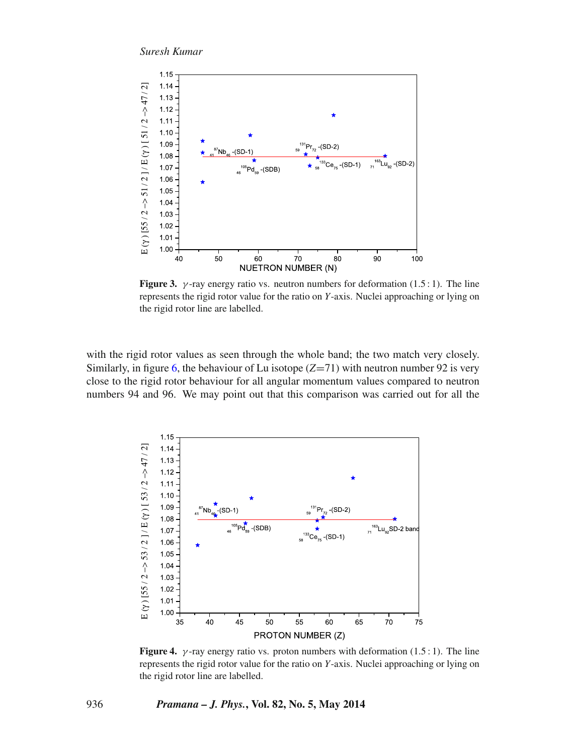**Figure 3.** $\gamma$-ray energy ratio vs. neutron numbers for deformation (1.5 : 1). The line represents the rigid rotor value for the ratio on $Y$-axis. Nuclei approaching or lying on the rigid rotor line are labelled.

with the rigid rotor values as seen through the whole band; the two match very closely. Similarly, in figure 6, the behaviour of Lu isotope ($Z$=71) with neutron number 92 is very close to the rigid rotor behaviour for all angular momentum values compared to neutron numbers 94 and 96. We may point out that this comparison was carried out for all the

**Figure 4.** $\gamma$-ray energy ratio vs. proton numbers with deformation (1.5 : 1). The line represents the rigid rotor value for the ratio on $Y$-axis. Nuclei approaching or lying on the rigid rotor line are labelled.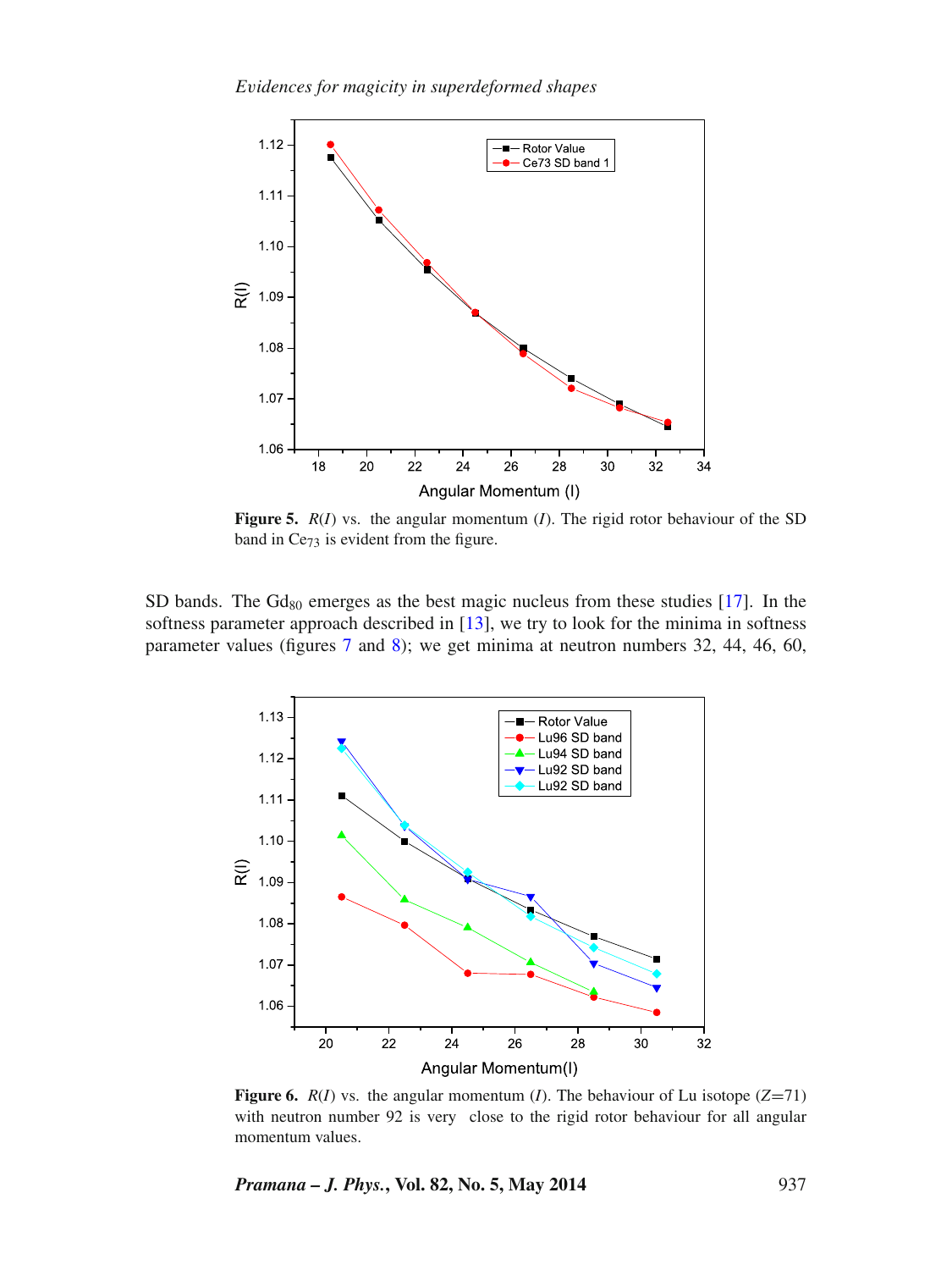**Figure 5.** $R(I)$ vs. the angular momentum ($I$). The rigid rotor behaviour of the SD band in $Ce_{73}$ is evident from the figure.

SD bands. The $Gd_{80}$ emerges as the best magic nucleus from these studies [17]. In the softness parameter approach described in [13], we try to look for the minima in softness parameter values (figures 7 and 8); we get minima at neutron numbers 32, 44, 46, 60,

**Figure 6.** $R(I)$ vs. the angular momentum ($I$). The behaviour of Lu isotope ($Z=71$) with neutron number 92 is very close to the rigid rotor behaviour for all angular momentum values.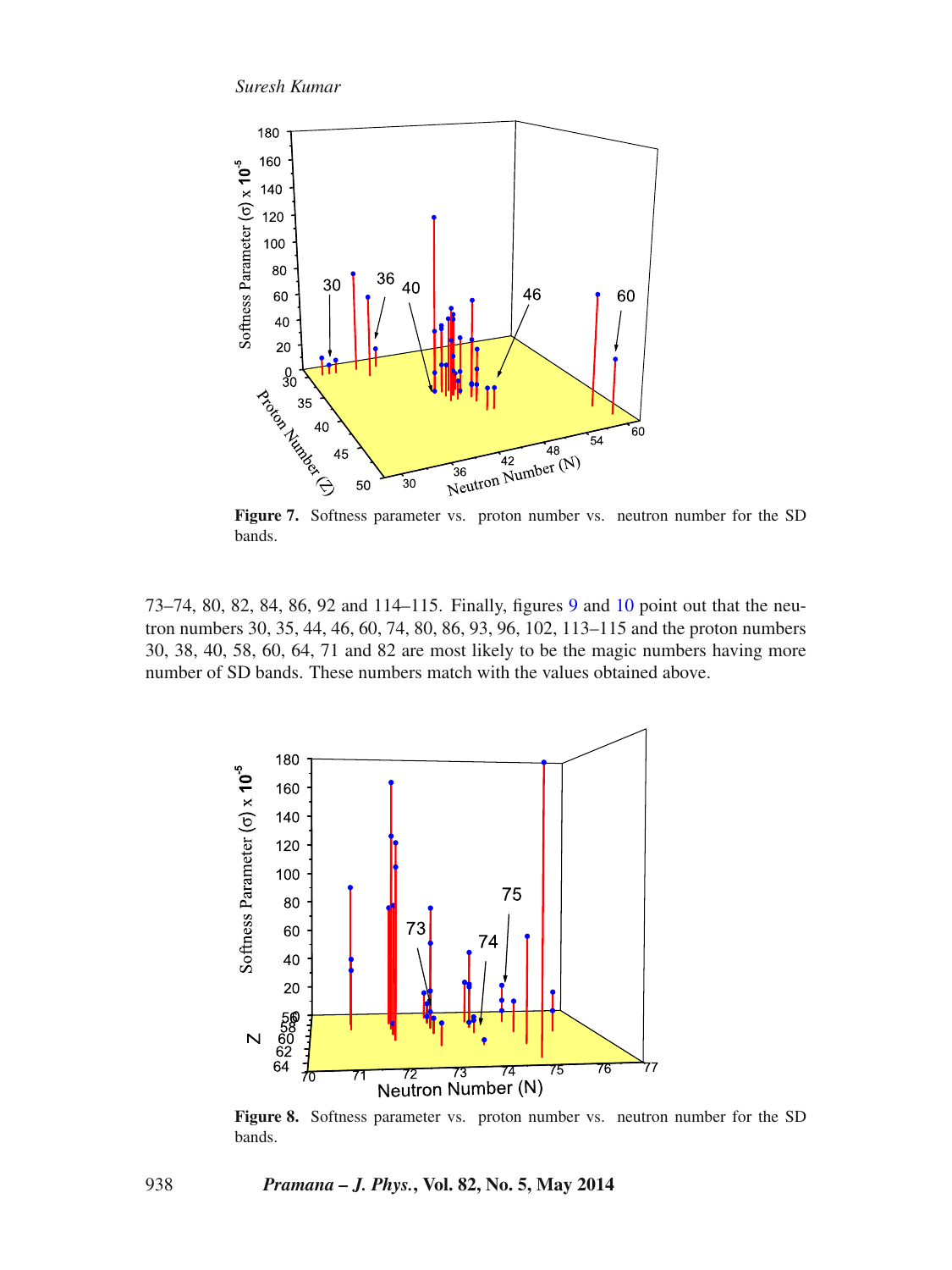**Figure 7.** Softness parameter vs. proton number vs. neutron number for the SD bands.

73–74, 80, 82, 84, 86, 92 and 114–115. Finally, figures 9 and 10 point out that the neutron numbers 30, 35, 44, 46, 60, 74, 80, 86, 93, 96, 102, 113–115 and the proton numbers 30, 38, 40, 58, 60, 64, 71 and 82 are most likely to be the magic numbers having more number of SD bands. These numbers match with the values obtained above.

**Figure 8.** Softness parameter vs. proton number vs. neutron number for the SD bands.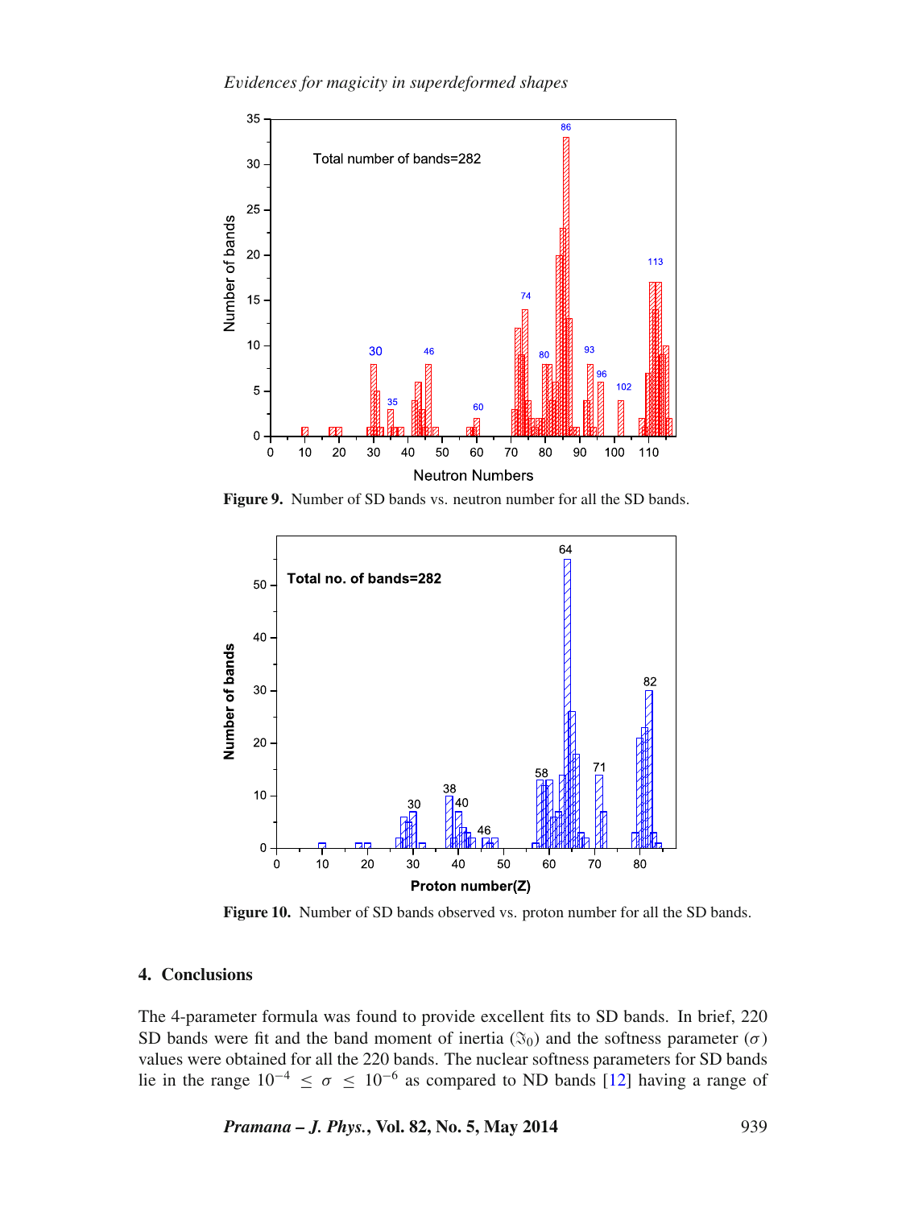Figure 9. Number of SD bands vs. neutron number for all the SD bands.

Figure 10. Number of SD bands observed vs. proton number for all the SD bands.

## 4. Conclusions

The 4-parameter formula was found to provide excellent fits to SD bands. In brief, 220 SD bands were fit and the band moment of inertia ($\Im_0$) and the softness parameter ($\sigma$) values were obtained for all the 220 bands. The nuclear softness parameters for SD bands lie in the range $10^{-4} \leq \sigma \leq 10^{-6}$ as compared to ND bands [12] having a range of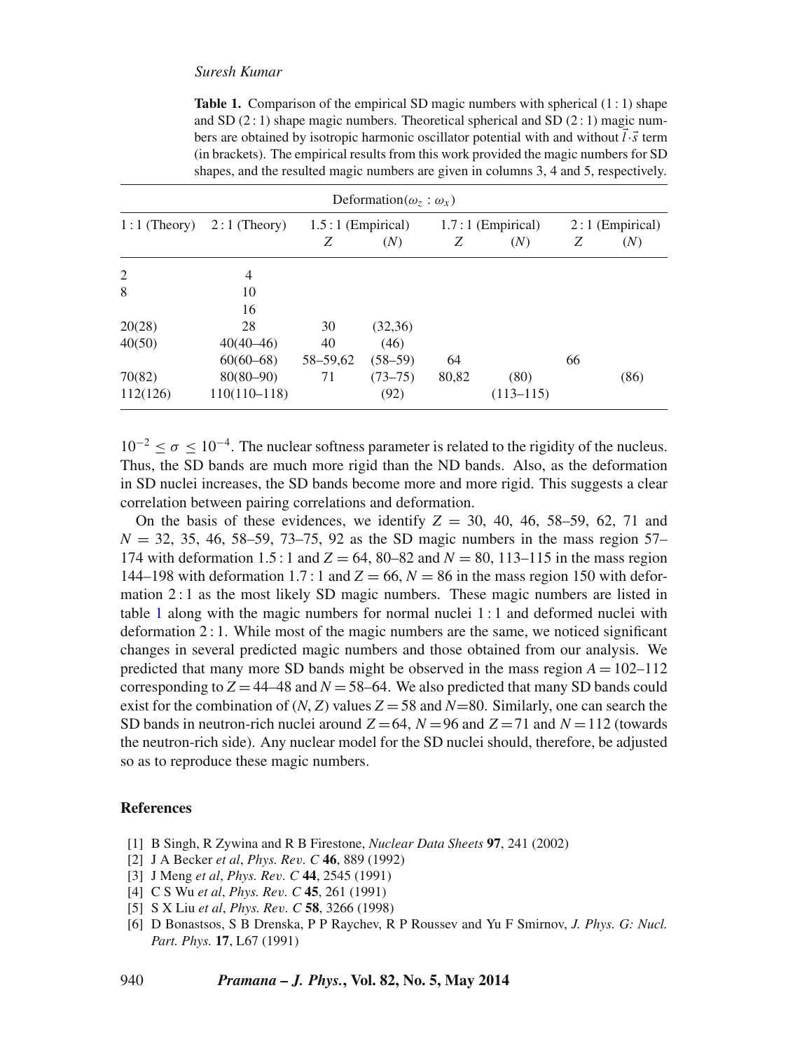**Table 1.** Comparison of the empirical SD magic numbers with spherical (1 : 1) shape and SD (2 : 1) shape magic numbers. Theoretical spherical and SD (2 : 1) magic numbers are obtained by isotropic harmonic oscillator potential with and without $\vec{l}\cdot\vec{s}$ term (in brackets). The empirical results from this work provided the magic numbers for SD shapes, and the resulted magic numbers are given in columns 3, 4 and 5, respectively.

| Deformation($\omega_z : \omega_x$) | | | | | | | |
|---|---|---|---|---|---|---|---|
| 1 : 1 (Theory) | 2 : 1 (Theory) | 1.5 : 1 (Empirical) | | 1.7 : 1 (Empirical) | | 2 : 1 (Empirical) | |
| | | $Z$ | ($N$) | $Z$ | ($N$) | $Z$ | ($N$) |
| 2 | 4 | | | | | | |
| 8 | 10 | | | | | | |
| | 16 | | | | | | |
| 20(28) | 28 | 30 | (32,36) | | | | |
| 40(50) | 40(40–46) | 40 | (46) | | | | |
| | 60(60–68) | 58–59,62 | (58–59) | 64 | | 66 | |
| 70(82) | 80(80–90) | 71 | (73–75) | 80,82 | (80) | | (86) |
| 112(126) | 110(110–118) | | (92) | | (113–115) | | |

$10^{-2} \leq \sigma \leq 10^{-4}$. The nuclear softness parameter is related to the rigidity of the nucleus. Thus, the SD bands are much more rigid than the ND bands. Also, as the deformation in SD nuclei increases, the SD bands become more and more rigid. This suggests a clear correlation between pairing correlations and deformation.

On the basis of these evidences, we identify $Z = 30$, 40, 46, 58–59, 62, 71 and $N = 32$, 35, 46, 58–59, 73–75, 92 as the SD magic numbers in the mass region 57–174 with deformation 1.5 : 1 and $Z = 64$, 80–82 and $N = 80$, 113–115 in the mass region 144–198 with deformation 1.7 : 1 and $Z = 66$, $N = 86$ in the mass region 150 with deformation 2 : 1 as the most likely SD magic numbers. These magic numbers are listed in table 1 along with the magic numbers for normal nuclei 1 : 1 and deformed nuclei with deformation 2 : 1. While most of the magic numbers are the same, we noticed significant changes in several predicted magic numbers and those obtained from our analysis. We predicted that many more SD bands might be observed in the mass region $A = 102$–112 corresponding to $Z = 44$–48 and $N = 58$–64. We also predicted that many SD bands could exist for the combination of ($N$, $Z$) values $Z = 58$ and $N$=80. Similarly, one can search the SD bands in neutron-rich nuclei around $Z = 64$, $N = 96$ and $Z = 71$ and $N = 112$ (towards the neutron-rich side). Any nuclear model for the SD nuclei should, therefore, be adjusted so as to reproduce these magic numbers.

## References

[1] B Singh, R Zywina and R B Firestone, *Nuclear Data Sheets* **97**, 241 (2002)

[2] J A Becker *et al*, *Phys. Rev. C* **46**, 889 (1992)

[3] J Meng *et al*, *Phys. Rev. C* **44**, 2545 (1991)

[4] C S Wu *et al*, *Phys. Rev. C* **45**, 261 (1991)

[5] S X Liu *et al*, *Phys. Rev. C* **58**, 3266 (1998)

[6] D Bonastsos, S B Drenska, P P Raychev, R P Roussev and Yu F Smirnov, *J. Phys. G: Nucl. Part. Phys.* **17**, L67 (1991)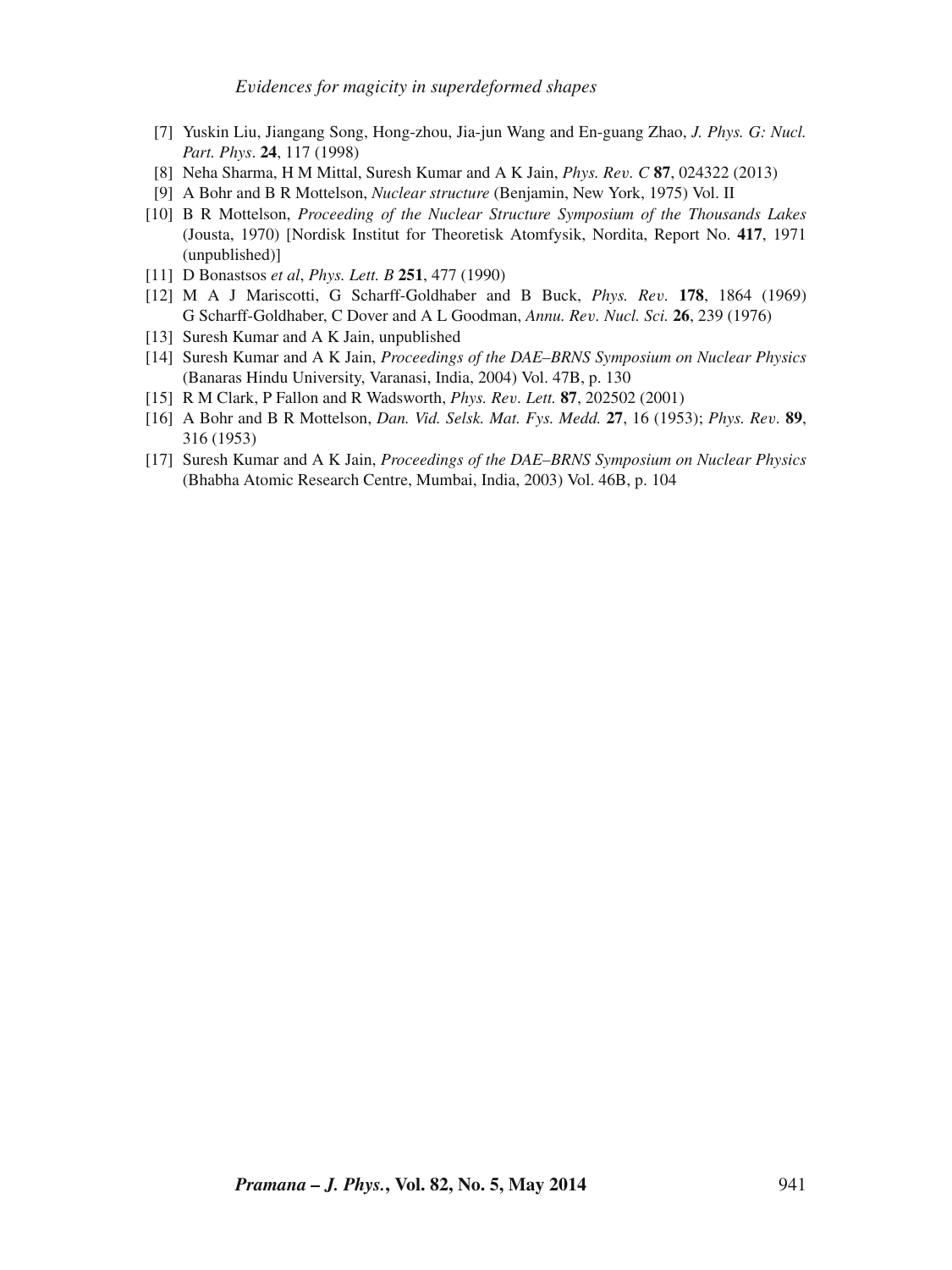[7] Yuskin Liu, Jiangang Song, Hong-zhou, Jia-jun Wang and En-guang Zhao, *J. Phys. G: Nucl. Part. Phys*. **24**, 117 (1998)

[8] Neha Sharma, H M Mittal, Suresh Kumar and A K Jain, *Phys. Rev. C* **87**, 024322 (2013)

[9] A Bohr and B R Mottelson, *Nuclear structure* (Benjamin, New York, 1975) Vol. II

[10] B R Mottelson, *Proceeding of the Nuclear Structure Symposium of the Thousands Lakes* (Jousta, 1970) [Nordisk Institut for Theoretisk Atomfysik, Nordita, Report No. **417**, 1971 (unpublished)]

[11] D Bonastsos *et al*, *Phys. Lett. B* **251**, 477 (1990)

[12] M A J Mariscotti, G Scharff-Goldhaber and B Buck, *Phys. Rev*. **178**, 1864 (1969) G Scharff-Goldhaber, C Dover and A L Goodman, *Annu. Rev. Nucl. Sci.* **26**, 239 (1976)

[13] Suresh Kumar and A K Jain, unpublished

[14] Suresh Kumar and A K Jain, *Proceedings of the DAE–BRNS Symposium on Nuclear Physics* (Banaras Hindu University, Varanasi, India, 2004) Vol. 47B, p. 130

[15] R M Clark, P Fallon and R Wadsworth, *Phys. Rev. Lett.* **87**, 202502 (2001)

[16] A Bohr and B R Mottelson, *Dan. Vid. Selsk. Mat. Fys. Medd.* **27**, 16 (1953); *Phys. Rev*. **89**, 316 (1953)

[17] Suresh Kumar and A K Jain, *Proceedings of the DAE–BRNS Symposium on Nuclear Physics* (Bhabha Atomic Research Centre, Mumbai, India, 2003) Vol. 46B, p. 104